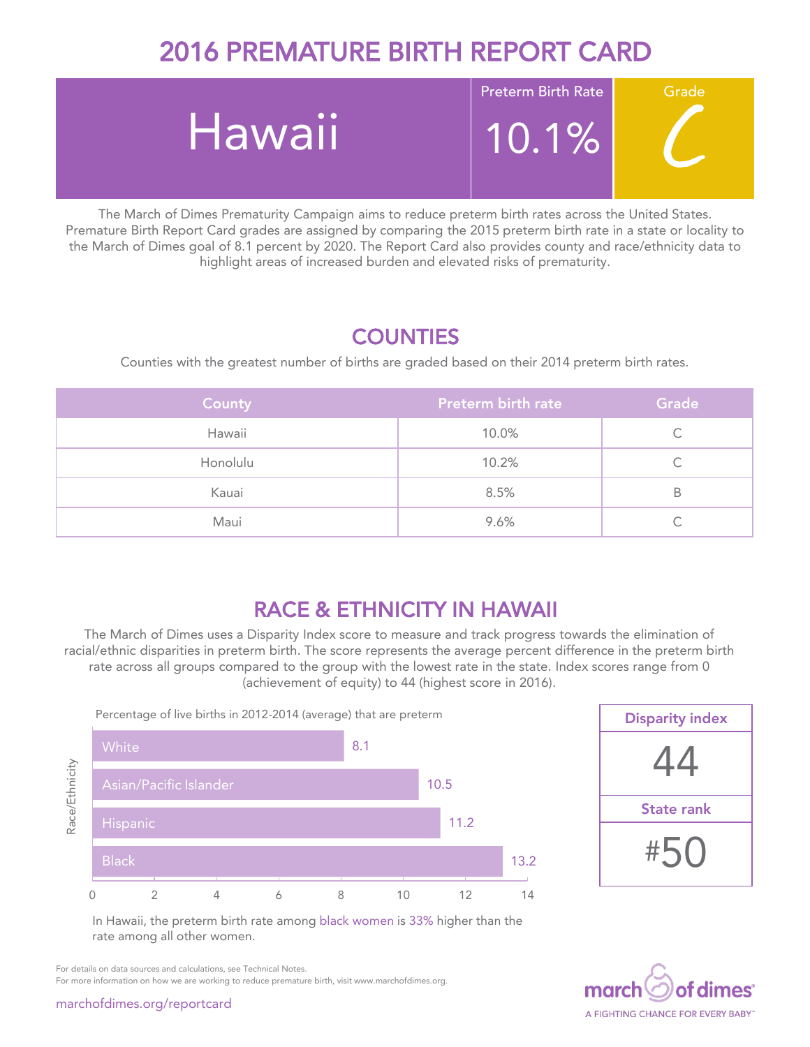# 2016 PREMATURE BIRTH REPORT CARD

| Hawaii | Preterm Birth Rate | Grade |
|---|---|---|
| | 10.1% | C |

The March of Dimes Prematurity Campaign aims to reduce preterm birth rates across the United States. Premature Birth Report Card grades are assigned by comparing the 2015 preterm birth rate in a state or locality to the March of Dimes goal of 8.1 percent by 2020. The Report Card also provides county and race/ethnicity data to highlight areas of increased burden and elevated risks of prematurity.

## COUNTIES

Counties with the greatest number of births are graded based on their 2014 preterm birth rates.

| County | Preterm birth rate | Grade |
|---|---|---|
| Hawaii | 10.0% | C |
| Honolulu | 10.2% | C |
| Kauai | 8.5% | B |
| Maui | 9.6% | C |

## RACE & ETHNICITY IN HAWAII

The March of Dimes uses a Disparity Index score to measure and track progress towards the elimination of racial/ethnic disparities in preterm birth. The score represents the average percent difference in the preterm birth rate across all groups compared to the group with the lowest rate in the state. Index scores range from 0 (achievement of equity) to 44 (highest score in 2016).

Percentage of live births in 2012-2014 (average) that are preterm

| Race/Ethnicity | Percentage |
|---|---|
| White | 8.1 |
| Asian/Pacific Islander | 10.5 |
| Hispanic | 11.2 |
| Black | 13.2 |

| Disparity index |
|---|
| 44 |
| **State rank** |
| #50 |

In Hawaii, the preterm birth rate among black women is 33% higher than the rate among all other women.

For details on data sources and calculations, see Technical Notes.
For more information on how we are working to reduce premature birth, visit www.marchofdimes.org.

marchofdimes.org/reportcard

march of dimes
A FIGHTING CHANCE FOR EVERY BABY™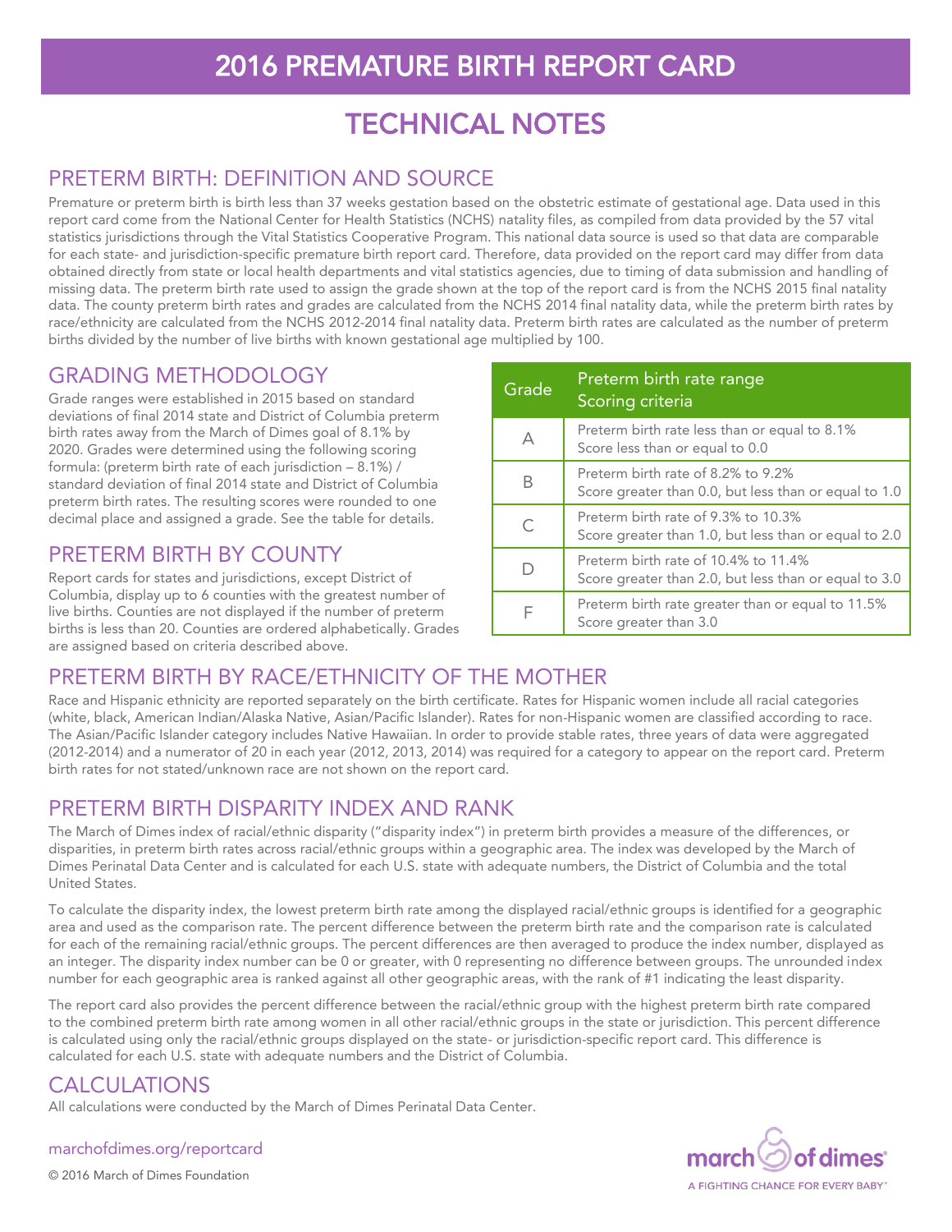# 2016 PREMATURE BIRTH REPORT CARD

# TECHNICAL NOTES

## PRETERM BIRTH: DEFINITION AND SOURCE

Premature or preterm birth is birth less than 37 weeks gestation based on the obstetric estimate of gestational age. Data used in this report card come from the National Center for Health Statistics (NCHS) natality files, as compiled from data provided by the 57 vital statistics jurisdictions through the Vital Statistics Cooperative Program. This national data source is used so that data are comparable for each state- and jurisdiction-specific premature birth report card. Therefore, data provided on the report card may differ from data obtained directly from state or local health departments and vital statistics agencies, due to timing of data submission and handling of missing data. The preterm birth rate used to assign the grade shown at the top of the report card is from the NCHS 2015 final natality data. The county preterm birth rates and grades are calculated from the NCHS 2014 final natality data, while the preterm birth rates by race/ethnicity are calculated from the NCHS 2012-2014 final natality data. Preterm birth rates are calculated as the number of preterm births divided by the number of live births with known gestational age multiplied by 100.

## GRADING METHODOLOGY

Grade ranges were established in 2015 based on standard deviations of final 2014 state and District of Columbia preterm birth rates away from the March of Dimes goal of 8.1% by 2020. Grades were determined using the following scoring formula: (preterm birth rate of each jurisdiction – 8.1%) / standard deviation of final 2014 state and District of Columbia preterm birth rates. The resulting scores were rounded to one decimal place and assigned a grade. See the table for details.

| Grade | Preterm birth rate range<br>Scoring criteria |
|---|---|
| A | Preterm birth rate less than or equal to 8.1%<br>Score less than or equal to 0.0 |
| B | Preterm birth rate of 8.2% to 9.2%<br>Score greater than 0.0, but less than or equal to 1.0 |
| C | Preterm birth rate of 9.3% to 10.3%<br>Score greater than 1.0, but less than or equal to 2.0 |
| D | Preterm birth rate of 10.4% to 11.4%<br>Score greater than 2.0, but less than or equal to 3.0 |
| F | Preterm birth rate greater than or equal to 11.5%<br>Score greater than 3.0 |

## PRETERM BIRTH BY COUNTY

Report cards for states and jurisdictions, except District of Columbia, display up to 6 counties with the greatest number of live births. Counties are not displayed if the number of preterm births is less than 20. Counties are ordered alphabetically. Grades are assigned based on criteria described above.

## PRETERM BIRTH BY RACE/ETHNICITY OF THE MOTHER

Race and Hispanic ethnicity are reported separately on the birth certificate. Rates for Hispanic women include all racial categories (white, black, American Indian/Alaska Native, Asian/Pacific Islander). Rates for non-Hispanic women are classified according to race. The Asian/Pacific Islander category includes Native Hawaiian. In order to provide stable rates, three years of data were aggregated (2012-2014) and a numerator of 20 in each year (2012, 2013, 2014) was required for a category to appear on the report card. Preterm birth rates for not stated/unknown race are not shown on the report card.

## PRETERM BIRTH DISPARITY INDEX AND RANK

The March of Dimes index of racial/ethnic disparity ("disparity index") in preterm birth provides a measure of the differences, or disparities, in preterm birth rates across racial/ethnic groups within a geographic area. The index was developed by the March of Dimes Perinatal Data Center and is calculated for each U.S. state with adequate numbers, the District of Columbia and the total United States.

To calculate the disparity index, the lowest preterm birth rate among the displayed racial/ethnic groups is identified for a geographic area and used as the comparison rate. The percent difference between the preterm birth rate and the comparison rate is calculated for each of the remaining racial/ethnic groups. The percent differences are then averaged to produce the index number, displayed as an integer. The disparity index number can be 0 or greater, with 0 representing no difference between groups. The unrounded index number for each geographic area is ranked against all other geographic areas, with the rank of #1 indicating the least disparity.

The report card also provides the percent difference between the racial/ethnic group with the highest preterm birth rate compared to the combined preterm birth rate among women in all other racial/ethnic groups in the state or jurisdiction. This percent difference is calculated using only the racial/ethnic groups displayed on the state- or jurisdiction-specific report card. This difference is calculated for each U.S. state with adequate numbers and the District of Columbia.

## CALCULATIONS

All calculations were conducted by the March of Dimes Perinatal Data Center.

marchofdimes.org/reportcard

© 2016 March of Dimes Foundation

march of dimes
A FIGHTING CHANCE FOR EVERY BABY™